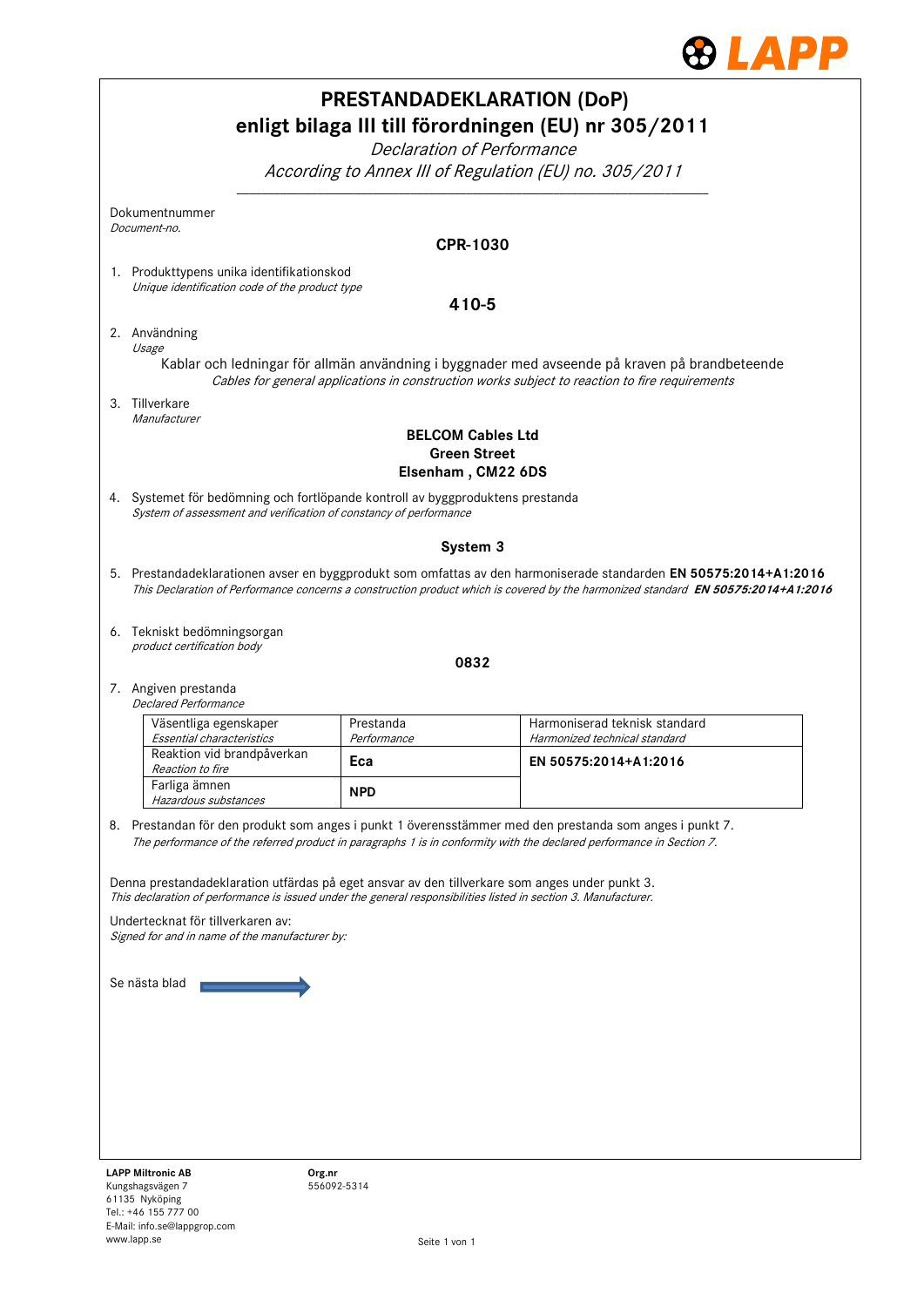# PRESTANDADEKLARATION (DoP)
# enligt bilaga III till förordningen (EU) nr 305/2011

*Declaration of Performance*

*According to Annex III of Regulation (EU) no. 305/2011*

Dokumentnummer
*Document-no.*

**CPR-1030**

1. Produkttypens unika identifikationskod
   *Unique identification code of the product type*

   **410-5**

2. Användning
   *Usage*

   Kablar och ledningar för allmän användning i byggnader med avseende på kraven på brandbeteende
   *Cables for general applications in construction works subject to reaction to fire requirements*

3. Tillverkare
   *Manufacturer*

   **BELCOM Cables Ltd**
   **Green Street**
   **Elsenham , CM22 6DS**

4. Systemet för bedömning och fortlöpande kontroll av byggproduktens prestanda
   *System of assessment and verification of constancy of performance*

   **System 3**

5. Prestandadeklarationen avser en byggprodukt som omfattas av den harmoniserade standarden **EN 50575:2014+A1:2016**
   *This Declaration of Performance concerns a construction product which is covered by the harmonized standard* ***EN 50575:2014+A1:2016***

6. Tekniskt bedömningsorgan
   *product certification body*

   **0832**

7. Angiven prestanda
   *Declared Performance*

| Väsentliga egenskaper *Essential characteristics* | Prestanda *Performance* | Harmoniserad teknisk standard *Harmonized technical standard* |
|---|---|---|
| Reaktion vid brandpåverkan *Reaction to fire* | **Eca** | **EN 50575:2014+A1:2016** |
| Farliga ämnen *Hazardous substances* | **NPD** | |

8. Prestandan för den produkt som anges i punkt 1 överensstämmer med den prestanda som anges i punkt 7.
   *The performance of the referred product in paragraphs 1 is in conformity with the declared performance in Section 7.*

Denna prestandadeklaration utfärdas på eget ansvar av den tillverkare som anges under punkt 3.
*This declaration of performance is issued under the general responsibilities listed in section 3. Manufacturer.*

Undertecknat för tillverkaren av:
*Signed for and in name of the manufacturer by:*

Se nästa blad →

**LAPP Miltronic AB**
Kungshagsvägen 7
61135 Nyköping
Tel.: +46 155 777 00
E-Mail: info.se@lappgrop.com
www.lapp.se

**Org.nr**
556092-5314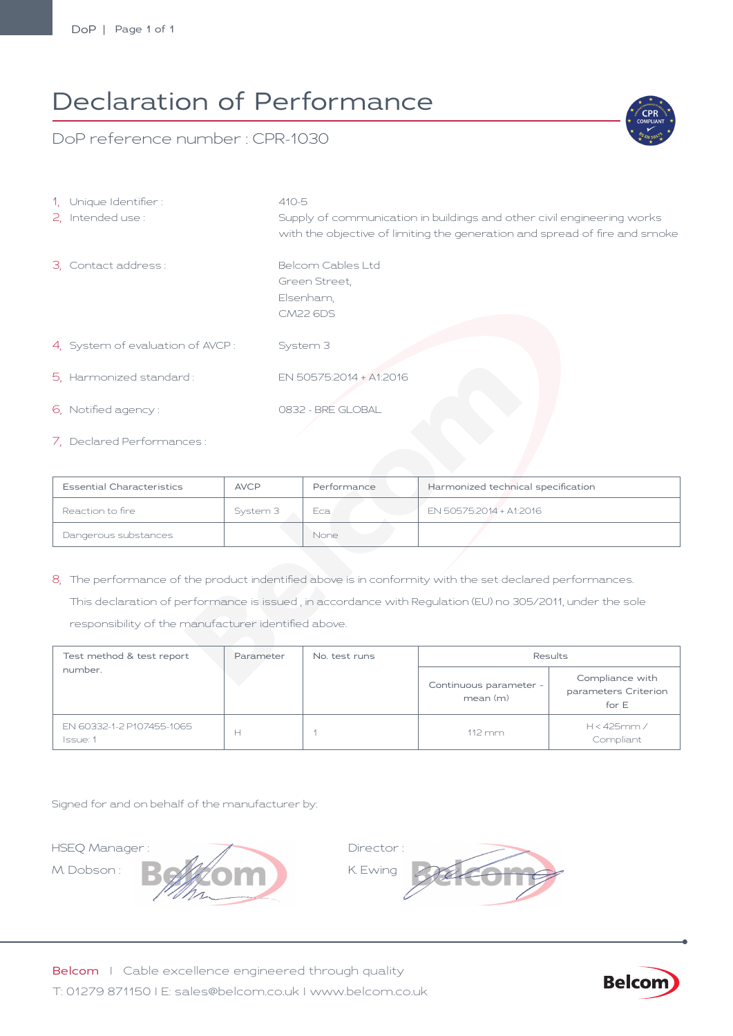# Declaration of Performance

## DoP reference number : CPR-1030

1. Unique Identifier : 410-5
2. Intended use : Supply of communication in buildings and other civil engineering works with the objective of limiting the generation and spread of fire and smoke
3. Contact address : Belcom Cables Ltd
   Green Street,
   Elsenham,
   CM22 6DS
4. System of evaluation of AVCP : System 3
5. Harmonized standard : EN 50575:2014 + A1:2016
6. Notified agency : 0832 - BRE GLOBAL
7. Declared Performances :

| Essential Characteristics | AVCP | Performance | Harmonized technical specification |
|---|---|---|---|
| Reaction to fire | System 3 | Eca | EN 50575:2014 + A1:2016 |
| Dangerous substances | | None | |

8. The performance of the product indentified above is in conformity with the set declared performances.

   This declaration of performance is issued , in accordance with Regulation (EU) no 305/2011, under the sole responsibility of the manufacturer identified above.

| Test method & test report number. | Parameter | No. test runs | Results | |
|---|---|---|---|---|
| | | | Continuous parameter - mean (m) | Compliance with parameters Criterion for E |
| EN 60332-1-2 P107455-1065 Issue: 1 | H | 1 | 112 mm | H < 425mm / Compliant |

Signed for and on behalf of the manufacturer by:

HSEQ Manager :
M. Dobson :

Director :
K. Ewing

Belcom | Cable excellence engineered through quality
T: 01279 871150 I E: sales@belcom.co.uk I www.belcom.co.uk